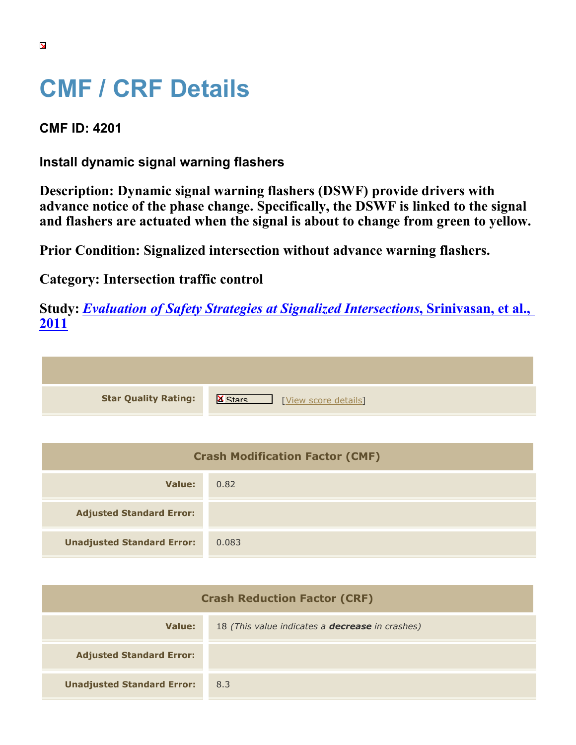# CMF / CRF Details

### CMF ID: 4201

### Install dynamic signal warning flashers

**Description: Dynamic signal warning flashers (DSWF) provide drivers with advance notice of the phase change. Specifically, the DSWF is linked to the signal and flashers are actuated when the signal is about to change from green to yellow.**

**Prior Condition: Signalized intersection without advance warning flashers.**

**Category: Intersection traffic control**

**Study: *Evaluation of Safety Strategies at Signalized Intersections*, Srinivasan, et al., 2011**

| | |
|---|---|
| **Star Quality Rating:** | Stars [View score details] |

| Crash Modification Factor (CMF) | |
|---|---|
| **Value:** | 0.82 |
| **Adjusted Standard Error:** | |
| **Unadjusted Standard Error:** | 0.083 |

| Crash Reduction Factor (CRF) | |
|---|---|
| **Value:** | 18 *(This value indicates a **decrease** in crashes)* |
| **Adjusted Standard Error:** | |
| **Unadjusted Standard Error:** | 8.3 |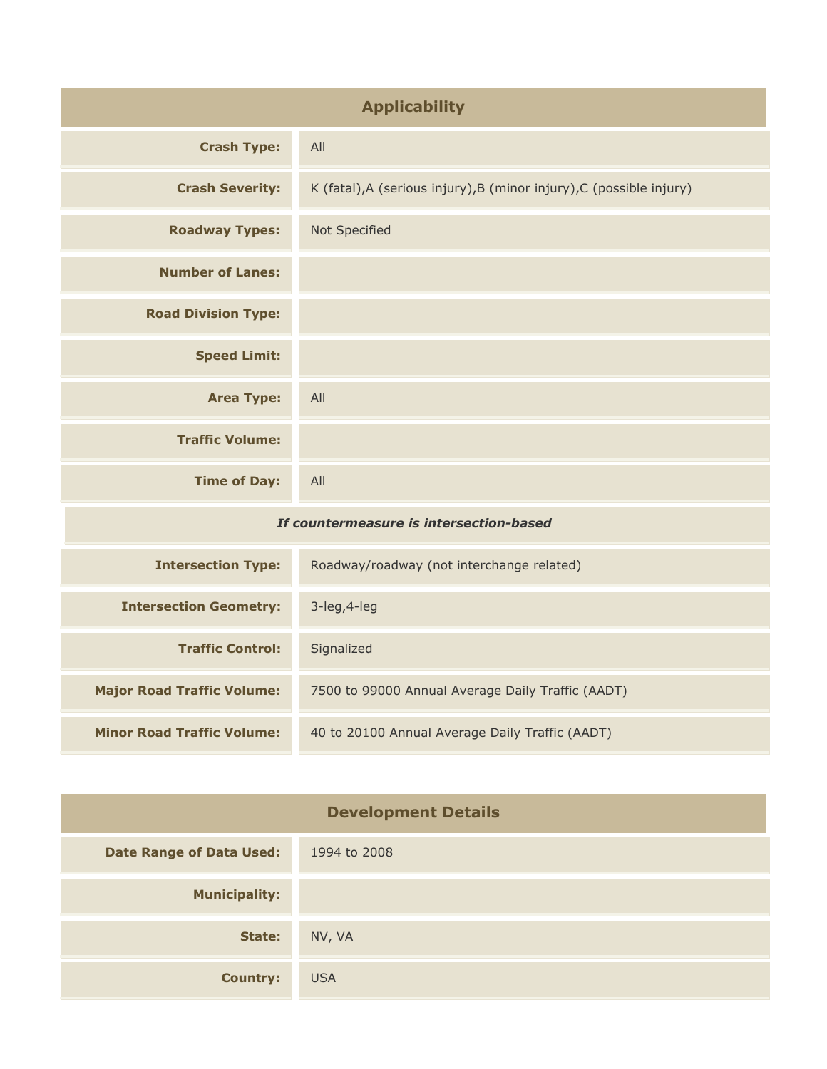## Applicability

| | |
|---|---|
| **Crash Type:** | All |
| **Crash Severity:** | K (fatal),A (serious injury),B (minor injury),C (possible injury) |
| **Roadway Types:** | Not Specified |
| **Number of Lanes:** | |
| **Road Division Type:** | |
| **Speed Limit:** | |
| **Area Type:** | All |
| **Traffic Volume:** | |
| **Time of Day:** | All |
| ***If countermeasure is intersection-based*** | |
| **Intersection Type:** | Roadway/roadway (not interchange related) |
| **Intersection Geometry:** | 3-leg,4-leg |
| **Traffic Control:** | Signalized |
| **Major Road Traffic Volume:** | 7500 to 99000 Annual Average Daily Traffic (AADT) |
| **Minor Road Traffic Volume:** | 40 to 20100 Annual Average Daily Traffic (AADT) |

## Development Details

| | |
|---|---|
| **Date Range of Data Used:** | 1994 to 2008 |
| **Municipality:** | |
| **State:** | NV, VA |
| **Country:** | USA |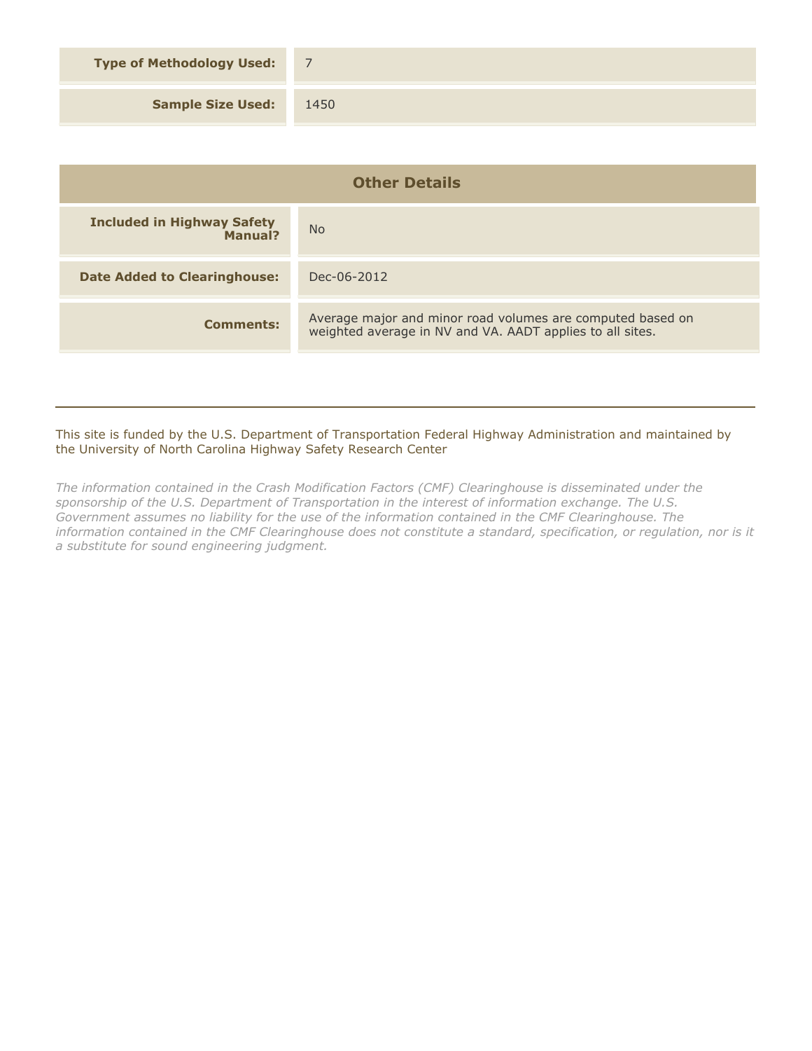| | |
|---|---|
| **Type of Methodology Used:** | 7 |
| **Sample Size Used:** | 1450 |

## Other Details

| | |
|---|---|
| **Included in Highway Safety Manual?** | No |
| **Date Added to Clearinghouse:** | Dec-06-2012 |
| **Comments:** | Average major and minor road volumes are computed based on weighted average in NV and VA. AADT applies to all sites. |

---

This site is funded by the U.S. Department of Transportation Federal Highway Administration and maintained by the University of North Carolina Highway Safety Research Center

*The information contained in the Crash Modification Factors (CMF) Clearinghouse is disseminated under the sponsorship of the U.S. Department of Transportation in the interest of information exchange. The U.S. Government assumes no liability for the use of the information contained in the CMF Clearinghouse. The information contained in the CMF Clearinghouse does not constitute a standard, specification, or regulation, nor is it a substitute for sound engineering judgment.*